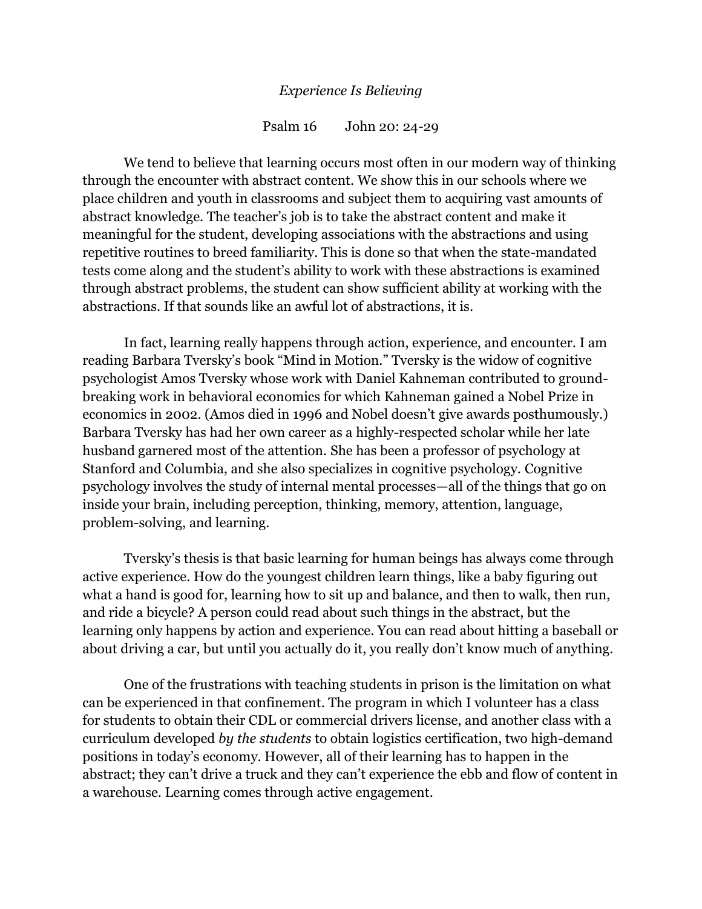*Experience Is Believing*

Psalm 16 John 20: 24-29

We tend to believe that learning occurs most often in our modern way of thinking through the encounter with abstract content. We show this in our schools where we place children and youth in classrooms and subject them to acquiring vast amounts of abstract knowledge. The teacher's job is to take the abstract content and make it meaningful for the student, developing associations with the abstractions and using repetitive routines to breed familiarity. This is done so that when the state-mandated tests come along and the student's ability to work with these abstractions is examined through abstract problems, the student can show sufficient ability at working with the abstractions. If that sounds like an awful lot of abstractions, it is.

In fact, learning really happens through action, experience, and encounter. I am reading Barbara Tversky's book "Mind in Motion." Tversky is the widow of cognitive psychologist Amos Tversky whose work with Daniel Kahneman contributed to ground-breaking work in behavioral economics for which Kahneman gained a Nobel Prize in economics in 2002. (Amos died in 1996 and Nobel doesn't give awards posthumously.) Barbara Tversky has had her own career as a highly-respected scholar while her late husband garnered most of the attention. She has been a professor of psychology at Stanford and Columbia, and she also specializes in cognitive psychology. Cognitive psychology involves the study of internal mental processes—all of the things that go on inside your brain, including perception, thinking, memory, attention, language, problem-solving, and learning.

Tversky's thesis is that basic learning for human beings has always come through active experience. How do the youngest children learn things, like a baby figuring out what a hand is good for, learning how to sit up and balance, and then to walk, then run, and ride a bicycle? A person could read about such things in the abstract, but the learning only happens by action and experience. You can read about hitting a baseball or about driving a car, but until you actually do it, you really don't know much of anything.

One of the frustrations with teaching students in prison is the limitation on what can be experienced in that confinement. The program in which I volunteer has a class for students to obtain their CDL or commercial drivers license, and another class with a curriculum developed *by the students* to obtain logistics certification, two high-demand positions in today's economy. However, all of their learning has to happen in the abstract; they can't drive a truck and they can't experience the ebb and flow of content in a warehouse. Learning comes through active engagement.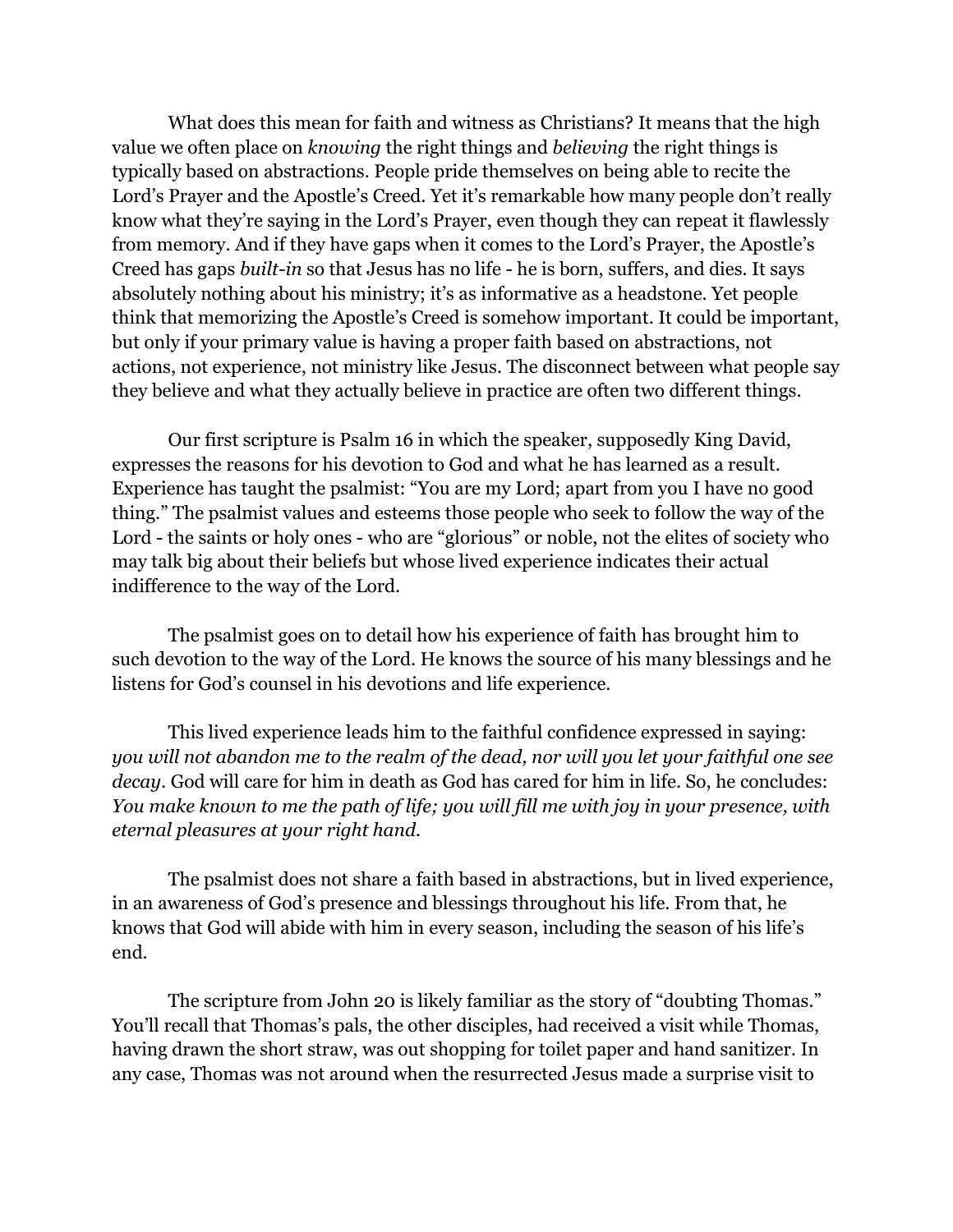What does this mean for faith and witness as Christians? It means that the high value we often place on *knowing* the right things and *believing* the right things is typically based on abstractions. People pride themselves on being able to recite the Lord's Prayer and the Apostle's Creed. Yet it's remarkable how many people don't really know what they're saying in the Lord's Prayer, even though they can repeat it flawlessly from memory. And if they have gaps when it comes to the Lord's Prayer, the Apostle's Creed has gaps *built-in* so that Jesus has no life - he is born, suffers, and dies. It says absolutely nothing about his ministry; it's as informative as a headstone. Yet people think that memorizing the Apostle's Creed is somehow important. It could be important, but only if your primary value is having a proper faith based on abstractions, not actions, not experience, not ministry like Jesus. The disconnect between what people say they believe and what they actually believe in practice are often two different things.

Our first scripture is Psalm 16 in which the speaker, supposedly King David, expresses the reasons for his devotion to God and what he has learned as a result. Experience has taught the psalmist: "You are my Lord; apart from you I have no good thing." The psalmist values and esteems those people who seek to follow the way of the Lord - the saints or holy ones - who are "glorious" or noble, not the elites of society who may talk big about their beliefs but whose lived experience indicates their actual indifference to the way of the Lord.

The psalmist goes on to detail how his experience of faith has brought him to such devotion to the way of the Lord. He knows the source of his many blessings and he listens for God's counsel in his devotions and life experience.

This lived experience leads him to the faithful confidence expressed in saying: *you will not abandon me to the realm of the dead, nor will you let your faithful one see decay*. God will care for him in death as God has cared for him in life. So, he concludes: *You make known to me the path of life; you will fill me with joy in your presence, with eternal pleasures at your right hand.*

The psalmist does not share a faith based in abstractions, but in lived experience, in an awareness of God's presence and blessings throughout his life. From that, he knows that God will abide with him in every season, including the season of his life's end.

The scripture from John 20 is likely familiar as the story of "doubting Thomas." You'll recall that Thomas's pals, the other disciples, had received a visit while Thomas, having drawn the short straw, was out shopping for toilet paper and hand sanitizer. In any case, Thomas was not around when the resurrected Jesus made a surprise visit to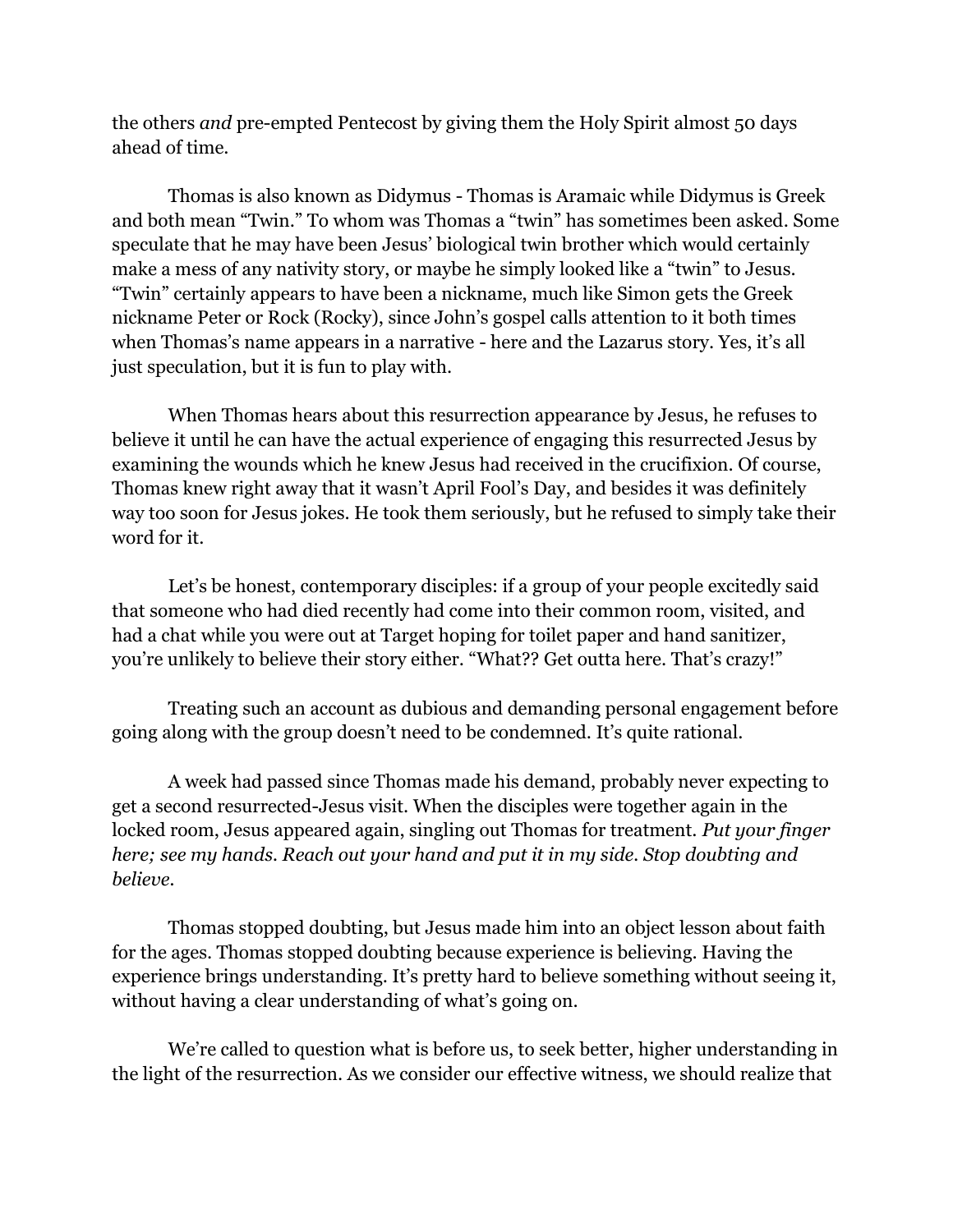the others *and* pre-empted Pentecost by giving them the Holy Spirit almost 50 days ahead of time.

Thomas is also known as Didymus - Thomas is Aramaic while Didymus is Greek and both mean "Twin." To whom was Thomas a "twin" has sometimes been asked. Some speculate that he may have been Jesus' biological twin brother which would certainly make a mess of any nativity story, or maybe he simply looked like a "twin" to Jesus. "Twin" certainly appears to have been a nickname, much like Simon gets the Greek nickname Peter or Rock (Rocky), since John's gospel calls attention to it both times when Thomas's name appears in a narrative - here and the Lazarus story. Yes, it's all just speculation, but it is fun to play with.

When Thomas hears about this resurrection appearance by Jesus, he refuses to believe it until he can have the actual experience of engaging this resurrected Jesus by examining the wounds which he knew Jesus had received in the crucifixion. Of course, Thomas knew right away that it wasn't April Fool's Day, and besides it was definitely way too soon for Jesus jokes. He took them seriously, but he refused to simply take their word for it.

Let's be honest, contemporary disciples: if a group of your people excitedly said that someone who had died recently had come into their common room, visited, and had a chat while you were out at Target hoping for toilet paper and hand sanitizer, you're unlikely to believe their story either. "What?? Get outta here. That's crazy!"

Treating such an account as dubious and demanding personal engagement before going along with the group doesn't need to be condemned. It's quite rational.

A week had passed since Thomas made his demand, probably never expecting to get a second resurrected-Jesus visit. When the disciples were together again in the locked room, Jesus appeared again, singling out Thomas for treatment. *Put your finger here; see my hands. Reach out your hand and put it in my side. Stop doubting and believe.*

Thomas stopped doubting, but Jesus made him into an object lesson about faith for the ages. Thomas stopped doubting because experience is believing. Having the experience brings understanding. It's pretty hard to believe something without seeing it, without having a clear understanding of what's going on.

We're called to question what is before us, to seek better, higher understanding in the light of the resurrection. As we consider our effective witness, we should realize that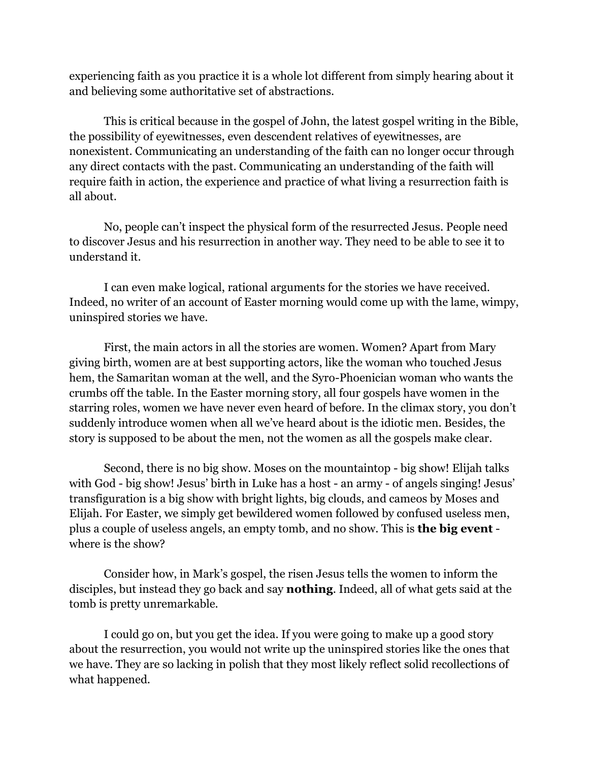experiencing faith as you practice it is a whole lot different from simply hearing about it and believing some authoritative set of abstractions.

This is critical because in the gospel of John, the latest gospel writing in the Bible, the possibility of eyewitnesses, even descendent relatives of eyewitnesses, are nonexistent. Communicating an understanding of the faith can no longer occur through any direct contacts with the past. Communicating an understanding of the faith will require faith in action, the experience and practice of what living a resurrection faith is all about.

No, people can't inspect the physical form of the resurrected Jesus. People need to discover Jesus and his resurrection in another way. They need to be able to see it to understand it.

I can even make logical, rational arguments for the stories we have received. Indeed, no writer of an account of Easter morning would come up with the lame, wimpy, uninspired stories we have.

First, the main actors in all the stories are women. Women? Apart from Mary giving birth, women are at best supporting actors, like the woman who touched Jesus hem, the Samaritan woman at the well, and the Syro-Phoenician woman who wants the crumbs off the table. In the Easter morning story, all four gospels have women in the starring roles, women we have never even heard of before. In the climax story, you don't suddenly introduce women when all we've heard about is the idiotic men. Besides, the story is supposed to be about the men, not the women as all the gospels make clear.

Second, there is no big show. Moses on the mountaintop - big show! Elijah talks with God - big show! Jesus' birth in Luke has a host - an army - of angels singing! Jesus' transfiguration is a big show with bright lights, big clouds, and cameos by Moses and Elijah. For Easter, we simply get bewildered women followed by confused useless men, plus a couple of useless angels, an empty tomb, and no show. This is **the big event** - where is the show?

Consider how, in Mark's gospel, the risen Jesus tells the women to inform the disciples, but instead they go back and say **nothing**. Indeed, all of what gets said at the tomb is pretty unremarkable.

I could go on, but you get the idea. If you were going to make up a good story about the resurrection, you would not write up the uninspired stories like the ones that we have. They are so lacking in polish that they most likely reflect solid recollections of what happened.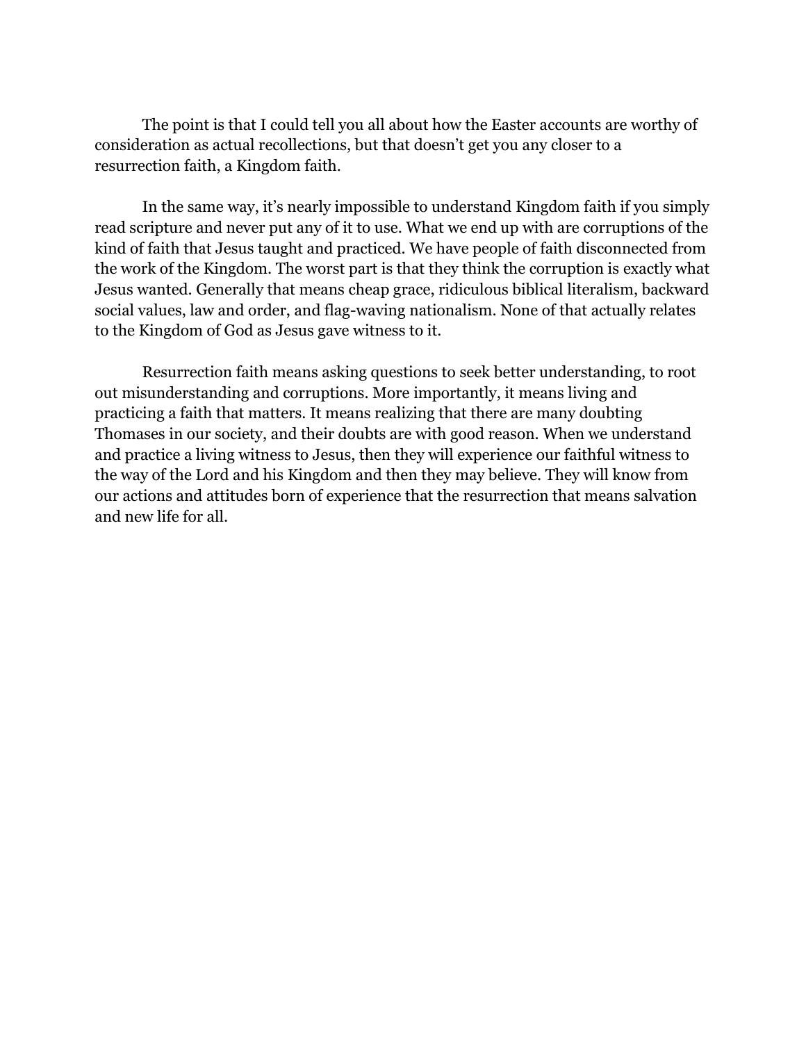The point is that I could tell you all about how the Easter accounts are worthy of consideration as actual recollections, but that doesn't get you any closer to a resurrection faith, a Kingdom faith.

In the same way, it's nearly impossible to understand Kingdom faith if you simply read scripture and never put any of it to use. What we end up with are corruptions of the kind of faith that Jesus taught and practiced. We have people of faith disconnected from the work of the Kingdom. The worst part is that they think the corruption is exactly what Jesus wanted. Generally that means cheap grace, ridiculous biblical literalism, backward social values, law and order, and flag-waving nationalism. None of that actually relates to the Kingdom of God as Jesus gave witness to it.

Resurrection faith means asking questions to seek better understanding, to root out misunderstanding and corruptions. More importantly, it means living and practicing a faith that matters. It means realizing that there are many doubting Thomases in our society, and their doubts are with good reason. When we understand and practice a living witness to Jesus, then they will experience our faithful witness to the way of the Lord and his Kingdom and then they may believe. They will know from our actions and attitudes born of experience that the resurrection that means salvation and new life for all.